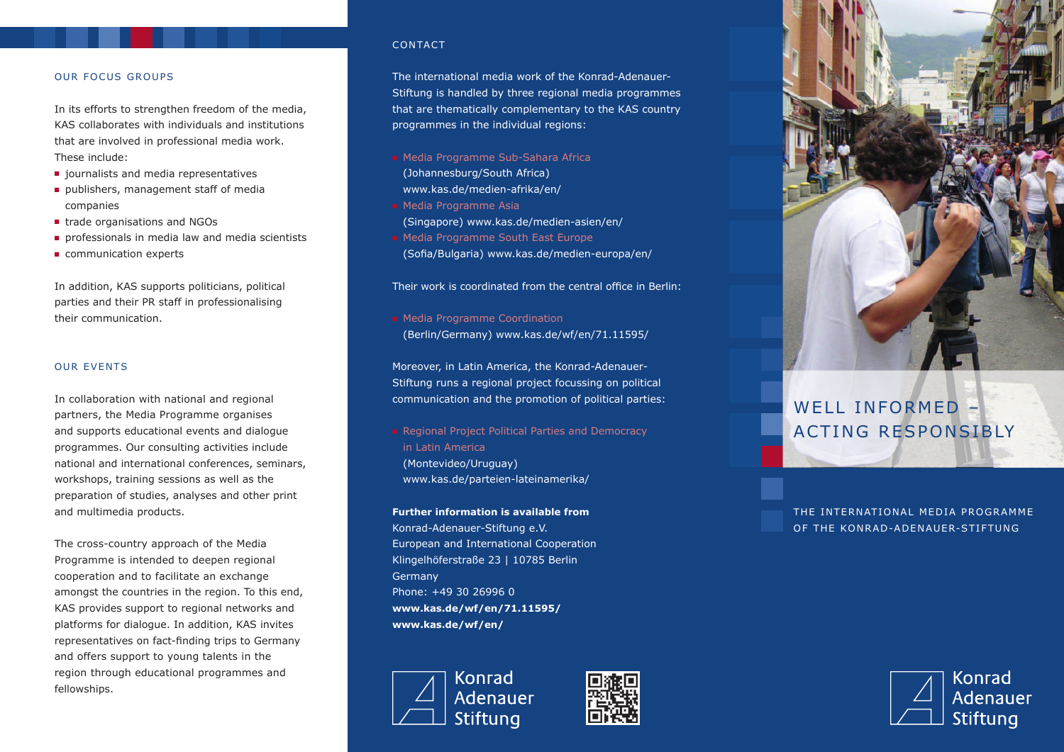## OUR FOCUS GROUPS

In its efforts to strengthen freedom of the media, KAS collaborates with individuals and institutions that are involved in professional media work. These include:

- journalists and media representatives
- publishers, management staff of media companies
- trade organisations and NGOs
- professionals in media law and media scientists
- communication experts

In addition, KAS supports politicians, political parties and their PR staff in professionalising their communication.

## OUR EVENTS

In collaboration with national and regional partners, the Media Programme organises and supports educational events and dialogue programmes. Our consulting activities include national and international conferences, seminars, workshops, training sessions as well as the preparation of studies, analyses and other print and multimedia products.

The cross-country approach of the Media Programme is intended to deepen regional cooperation and to facilitate an exchange amongst the countries in the region. To this end, KAS provides support to regional networks and platforms for dialogue. In addition, KAS invites representatives on fact-finding trips to Germany and offers support to young talents in the region through educational programmes and fellowships.

## CONTACT

The international media work of the Konrad-Adenauer-Stiftung is handled by three regional media programmes that are thematically complementary to the KAS country programmes in the individual regions:

- Media Programme Sub-Sahara Africa
  (Johannesburg/South Africa)
  www.kas.de/medien-afrika/en/
- Media Programme Asia
  (Singapore) www.kas.de/medien-asien/en/
- Media Programme South East Europe
  (Sofia/Bulgaria) www.kas.de/medien-europa/en/

Their work is coordinated from the central office in Berlin:

- Media Programme Coordination
  (Berlin/Germany) www.kas.de/wf/en/71.11595/

Moreover, in Latin America, the Konrad-Adenauer-Stiftung runs a regional project focussing on political communication and the promotion of political parties:

- Regional Project Political Parties and Democracy in Latin America
  (Montevideo/Uruguay)
  www.kas.de/parteien-lateinamerika/

**Further information is available from**
Konrad-Adenauer-Stiftung e.V.
European and International Cooperation
Klingelhöferstraße 23 | 10785 Berlin
Germany
Phone: +49 30 26996 0
**www.kas.de/wf/en/71.11595/**
**www.kas.de/wf/en/**

Konrad Adenauer Stiftung

# WELL INFORMED – ACTING RESPONSIBLY

THE INTERNATIONAL MEDIA PROGRAMME OF THE KONRAD-ADENAUER-STIFTUNG

Konrad Adenauer Stiftung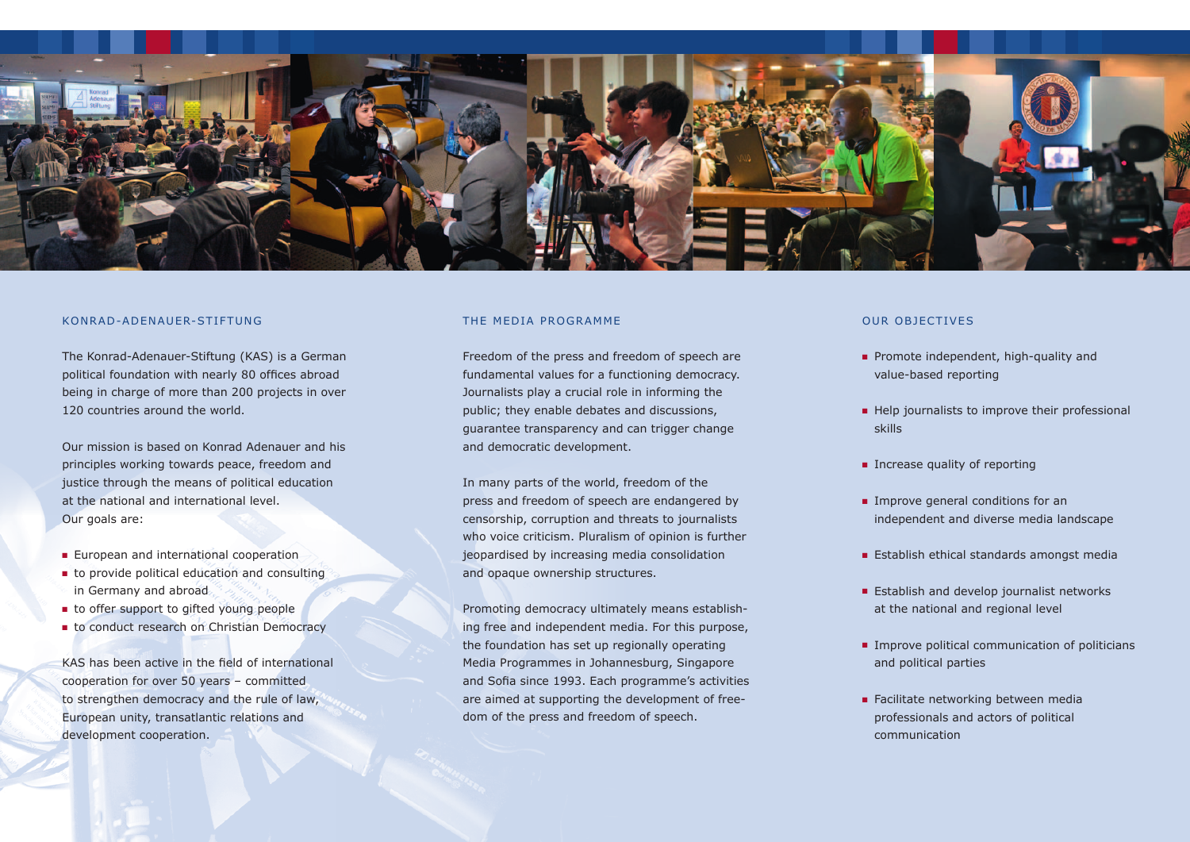## KONRAD-ADENAUER-STIFTUNG

The Konrad-Adenauer-Stiftung (KAS) is a German political foundation with nearly 80 offices abroad being in charge of more than 200 projects in over 120 countries around the world.

Our mission is based on Konrad Adenauer and his principles working towards peace, freedom and justice through the means of political education at the national and international level.
Our goals are:

- European and international cooperation
- to provide political education and consulting in Germany and abroad
- to offer support to gifted young people
- to conduct research on Christian Democracy

KAS has been active in the field of international cooperation for over 50 years – committed to strengthen democracy and the rule of law, European unity, transatlantic relations and development cooperation.

## THE MEDIA PROGRAMME

Freedom of the press and freedom of speech are fundamental values for a functioning democracy. Journalists play a crucial role in informing the public; they enable debates and discussions, guarantee transparency and can trigger change and democratic development.

In many parts of the world, freedom of the press and freedom of speech are endangered by censorship, corruption and threats to journalists who voice criticism. Pluralism of opinion is further jeopardised by increasing media consolidation and opaque ownership structures.

Promoting democracy ultimately means establishing free and independent media. For this purpose, the foundation has set up regionally operating Media Programmes in Johannesburg, Singapore and Sofia since 1993. Each programme's activities are aimed at supporting the development of freedom of the press and freedom of speech.

## OUR OBJECTIVES

- Promote independent, high-quality and value-based reporting
- Help journalists to improve their professional skills
- Increase quality of reporting
- Improve general conditions for an independent and diverse media landscape
- Establish ethical standards amongst media
- Establish and develop journalist networks at the national and regional level
- Improve political communication of politicians and political parties
- Facilitate networking between media professionals and actors of political communication